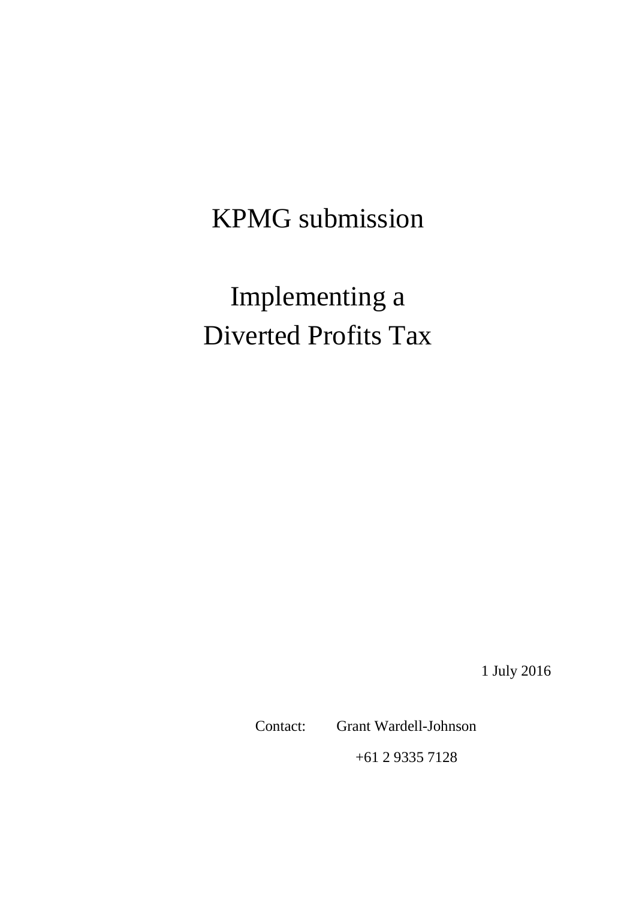# KPMG submission

# Implementing a Diverted Profits Tax

1 July 2016

Contact: Grant Wardell-Johnson

+61 2 9335 7128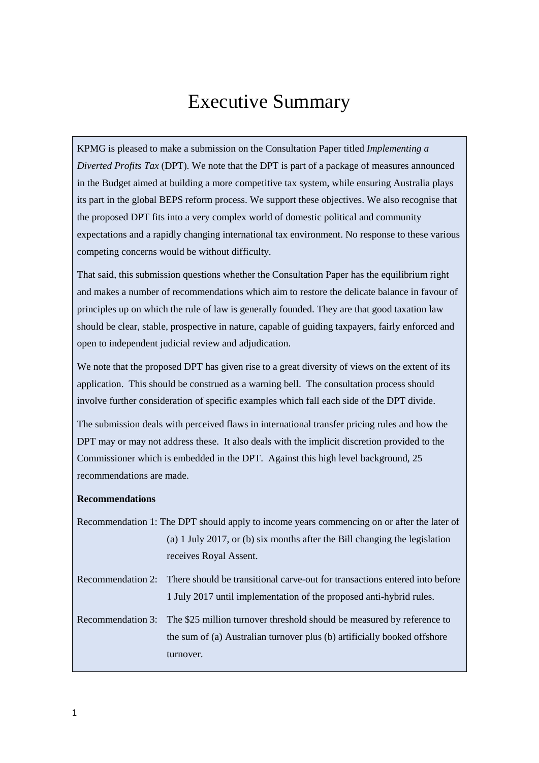# Executive Summary

KPMG is pleased to make a submission on the Consultation Paper titled *Implementing a Diverted Profits Tax* (DPT). We note that the DPT is part of a package of measures announced in the Budget aimed at building a more competitive tax system, while ensuring Australia plays its part in the global BEPS reform process. We support these objectives. We also recognise that the proposed DPT fits into a very complex world of domestic political and community expectations and a rapidly changing international tax environment. No response to these various competing concerns would be without difficulty.

That said, this submission questions whether the Consultation Paper has the equilibrium right and makes a number of recommendations which aim to restore the delicate balance in favour of principles up on which the rule of law is generally founded. They are that good taxation law should be clear, stable, prospective in nature, capable of guiding taxpayers, fairly enforced and open to independent judicial review and adjudication.

We note that the proposed DPT has given rise to a great diversity of views on the extent of its application. This should be construed as a warning bell. The consultation process should involve further consideration of specific examples which fall each side of the DPT divide.

The submission deals with perceived flaws in international transfer pricing rules and how the DPT may or may not address these. It also deals with the implicit discretion provided to the Commissioner which is embedded in the DPT. Against this high level background, 25 recommendations are made.

**Recommendations**

Recommendation 1: The DPT should apply to income years commencing on or after the later of (a) 1 July 2017, or (b) six months after the Bill changing the legislation receives Royal Assent.

Recommendation 2: There should be transitional carve-out for transactions entered into before 1 July 2017 until implementation of the proposed anti-hybrid rules.

Recommendation 3: The $25 million turnover threshold should be measured by reference to the sum of (a) Australian turnover plus (b) artificially booked offshore turnover.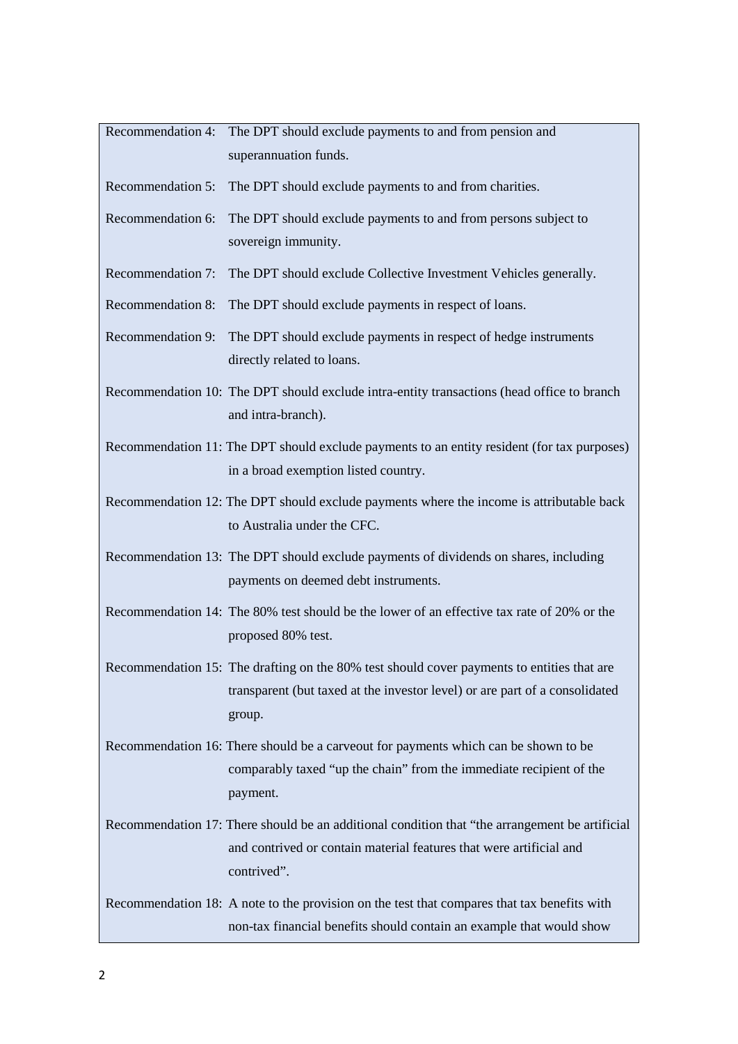Recommendation 4: The DPT should exclude payments to and from pension and superannuation funds.

Recommendation 5: The DPT should exclude payments to and from charities.

Recommendation 6: The DPT should exclude payments to and from persons subject to sovereign immunity.

Recommendation 7: The DPT should exclude Collective Investment Vehicles generally.

Recommendation 8: The DPT should exclude payments in respect of loans.

Recommendation 9: The DPT should exclude payments in respect of hedge instruments directly related to loans.

Recommendation 10: The DPT should exclude intra-entity transactions (head office to branch and intra-branch).

Recommendation 11: The DPT should exclude payments to an entity resident (for tax purposes) in a broad exemption listed country.

Recommendation 12: The DPT should exclude payments where the income is attributable back to Australia under the CFC.

Recommendation 13: The DPT should exclude payments of dividends on shares, including payments on deemed debt instruments.

Recommendation 14: The 80% test should be the lower of an effective tax rate of 20% or the proposed 80% test.

Recommendation 15: The drafting on the 80% test should cover payments to entities that are transparent (but taxed at the investor level) or are part of a consolidated group.

Recommendation 16: There should be a carveout for payments which can be shown to be comparably taxed "up the chain" from the immediate recipient of the payment.

Recommendation 17: There should be an additional condition that "the arrangement be artificial and contrived or contain material features that were artificial and contrived".

Recommendation 18: A note to the provision on the test that compares that tax benefits with non-tax financial benefits should contain an example that would show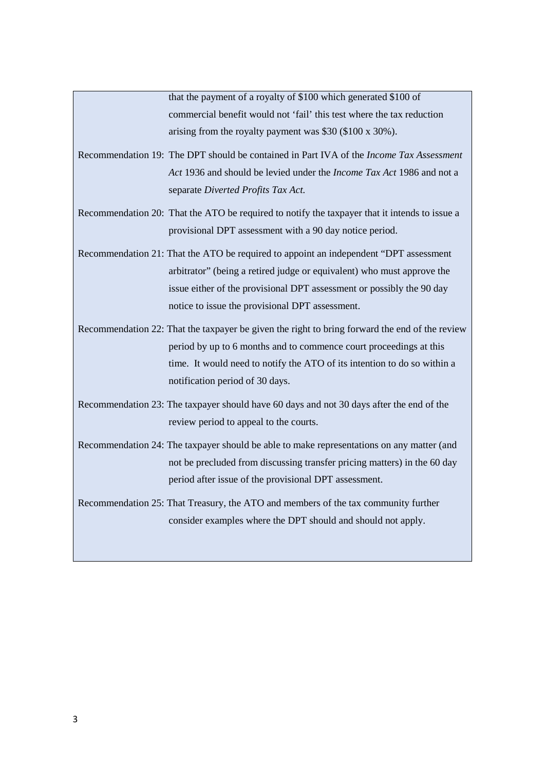that the payment of a royalty of $100 which generated $100 of commercial benefit would not 'fail' this test where the tax reduction arising from the royalty payment was $30 ($100 x 30%).

Recommendation 19: The DPT should be contained in Part IVA of the *Income Tax Assessment Act* 1936 and should be levied under the *Income Tax Act* 1986 and not a separate *Diverted Profits Tax Act.*

Recommendation 20: That the ATO be required to notify the taxpayer that it intends to issue a provisional DPT assessment with a 90 day notice period.

Recommendation 21: That the ATO be required to appoint an independent "DPT assessment arbitrator" (being a retired judge or equivalent) who must approve the issue either of the provisional DPT assessment or possibly the 90 day notice to issue the provisional DPT assessment.

Recommendation 22: That the taxpayer be given the right to bring forward the end of the review period by up to 6 months and to commence court proceedings at this time. It would need to notify the ATO of its intention to do so within a notification period of 30 days.

Recommendation 23: The taxpayer should have 60 days and not 30 days after the end of the review period to appeal to the courts.

Recommendation 24: The taxpayer should be able to make representations on any matter (and not be precluded from discussing transfer pricing matters) in the 60 day period after issue of the provisional DPT assessment.

Recommendation 25: That Treasury, the ATO and members of the tax community further consider examples where the DPT should and should not apply.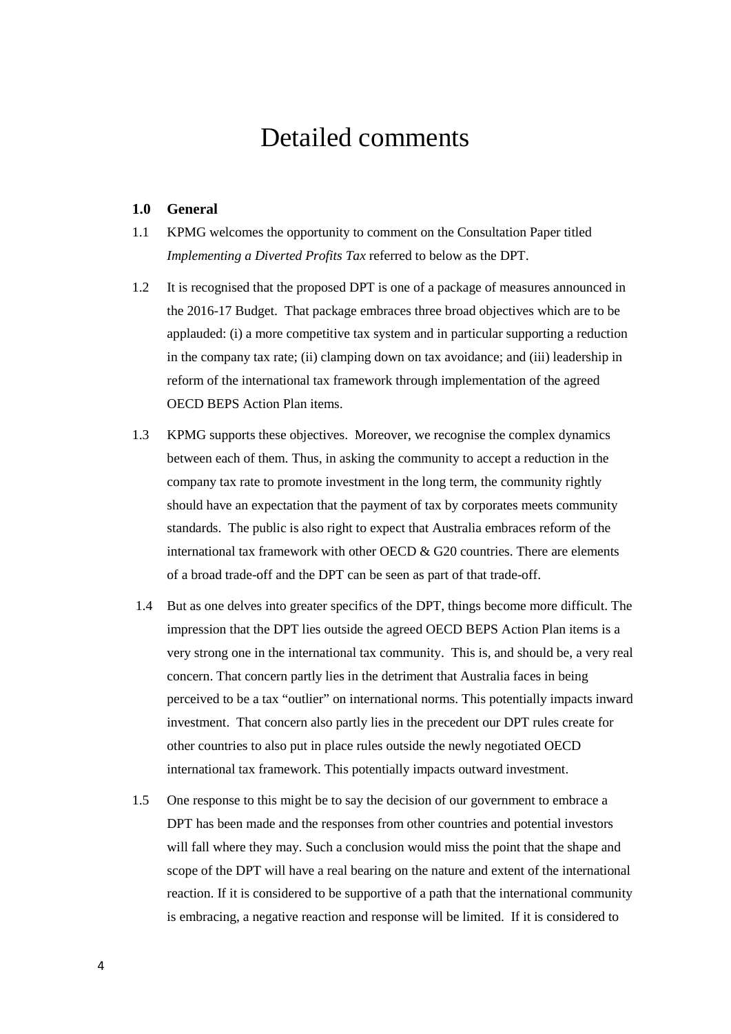# Detailed comments

## 1.0 General

1.1 KPMG welcomes the opportunity to comment on the Consultation Paper titled *Implementing a Diverted Profits Tax* referred to below as the DPT.

1.2 It is recognised that the proposed DPT is one of a package of measures announced in the 2016-17 Budget. That package embraces three broad objectives which are to be applauded: (i) a more competitive tax system and in particular supporting a reduction in the company tax rate; (ii) clamping down on tax avoidance; and (iii) leadership in reform of the international tax framework through implementation of the agreed OECD BEPS Action Plan items.

1.3 KPMG supports these objectives. Moreover, we recognise the complex dynamics between each of them. Thus, in asking the community to accept a reduction in the company tax rate to promote investment in the long term, the community rightly should have an expectation that the payment of tax by corporates meets community standards. The public is also right to expect that Australia embraces reform of the international tax framework with other OECD & G20 countries. There are elements of a broad trade-off and the DPT can be seen as part of that trade-off.

1.4 But as one delves into greater specifics of the DPT, things become more difficult. The impression that the DPT lies outside the agreed OECD BEPS Action Plan items is a very strong one in the international tax community. This is, and should be, a very real concern. That concern partly lies in the detriment that Australia faces in being perceived to be a tax "outlier" on international norms. This potentially impacts inward investment. That concern also partly lies in the precedent our DPT rules create for other countries to also put in place rules outside the newly negotiated OECD international tax framework. This potentially impacts outward investment.

1.5 One response to this might be to say the decision of our government to embrace a DPT has been made and the responses from other countries and potential investors will fall where they may. Such a conclusion would miss the point that the shape and scope of the DPT will have a real bearing on the nature and extent of the international reaction. If it is considered to be supportive of a path that the international community is embracing, a negative reaction and response will be limited. If it is considered to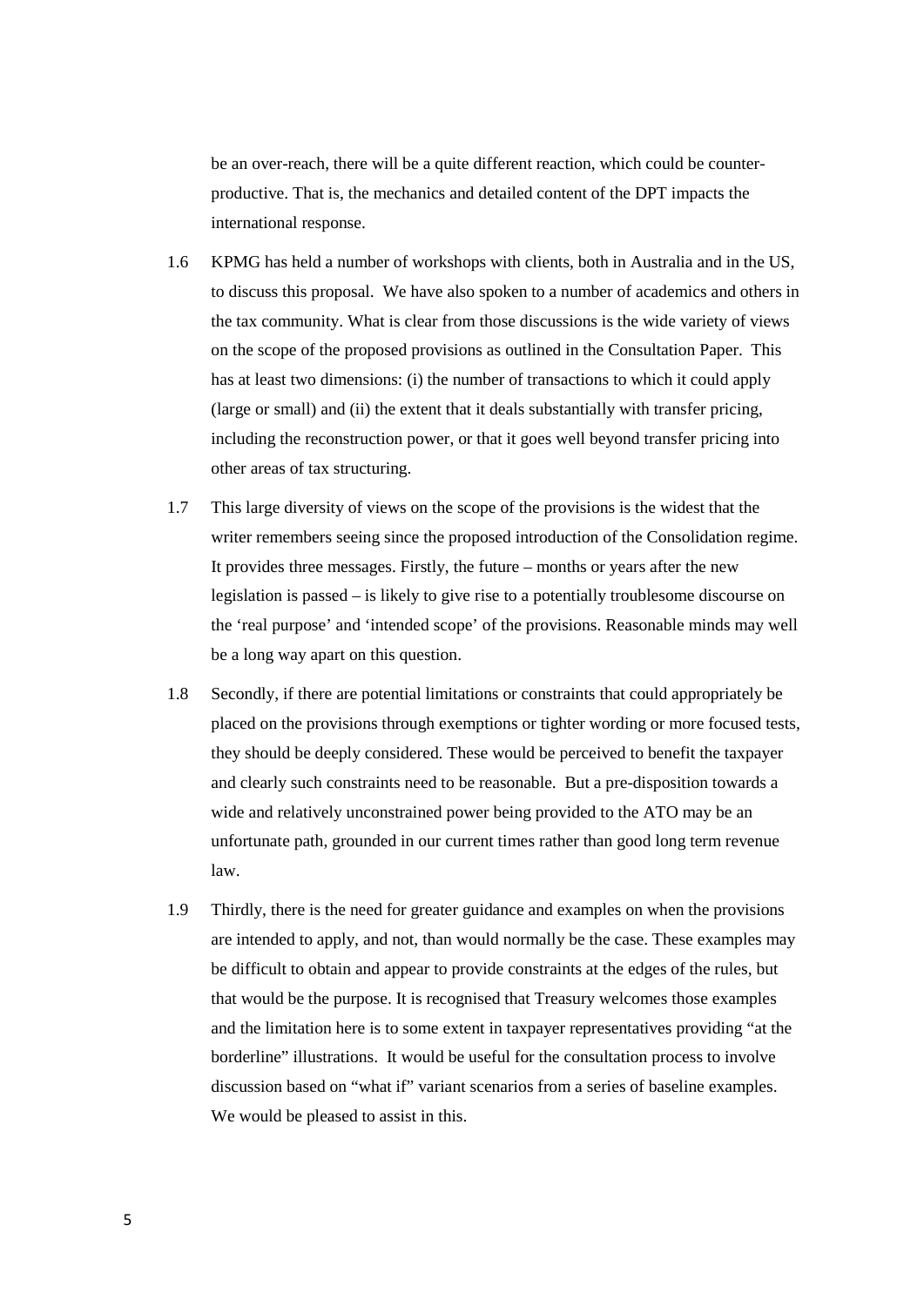be an over-reach, there will be a quite different reaction, which could be counter-productive. That is, the mechanics and detailed content of the DPT impacts the international response.

1.6 KPMG has held a number of workshops with clients, both in Australia and in the US, to discuss this proposal. We have also spoken to a number of academics and others in the tax community. What is clear from those discussions is the wide variety of views on the scope of the proposed provisions as outlined in the Consultation Paper. This has at least two dimensions: (i) the number of transactions to which it could apply (large or small) and (ii) the extent that it deals substantially with transfer pricing, including the reconstruction power, or that it goes well beyond transfer pricing into other areas of tax structuring.

1.7 This large diversity of views on the scope of the provisions is the widest that the writer remembers seeing since the proposed introduction of the Consolidation regime. It provides three messages. Firstly, the future – months or years after the new legislation is passed – is likely to give rise to a potentially troublesome discourse on the 'real purpose' and 'intended scope' of the provisions. Reasonable minds may well be a long way apart on this question.

1.8 Secondly, if there are potential limitations or constraints that could appropriately be placed on the provisions through exemptions or tighter wording or more focused tests, they should be deeply considered. These would be perceived to benefit the taxpayer and clearly such constraints need to be reasonable. But a pre-disposition towards a wide and relatively unconstrained power being provided to the ATO may be an unfortunate path, grounded in our current times rather than good long term revenue law.

1.9 Thirdly, there is the need for greater guidance and examples on when the provisions are intended to apply, and not, than would normally be the case. These examples may be difficult to obtain and appear to provide constraints at the edges of the rules, but that would be the purpose. It is recognised that Treasury welcomes those examples and the limitation here is to some extent in taxpayer representatives providing "at the borderline" illustrations. It would be useful for the consultation process to involve discussion based on "what if" variant scenarios from a series of baseline examples. We would be pleased to assist in this.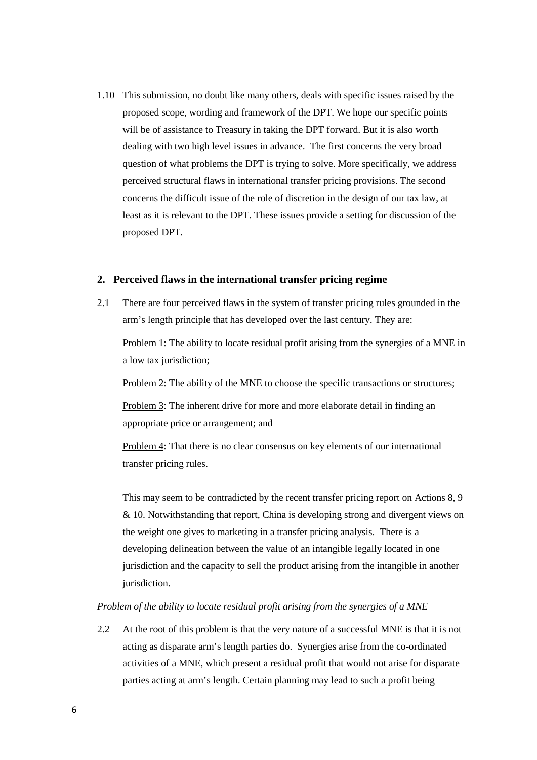1.10 This submission, no doubt like many others, deals with specific issues raised by the proposed scope, wording and framework of the DPT. We hope our specific points will be of assistance to Treasury in taking the DPT forward. But it is also worth dealing with two high level issues in advance. The first concerns the very broad question of what problems the DPT is trying to solve. More specifically, we address perceived structural flaws in international transfer pricing provisions. The second concerns the difficult issue of the role of discretion in the design of our tax law, at least as it is relevant to the DPT. These issues provide a setting for discussion of the proposed DPT.

## 2. Perceived flaws in the international transfer pricing regime

2.1 There are four perceived flaws in the system of transfer pricing rules grounded in the arm's length principle that has developed over the last century. They are:

Problem 1: The ability to locate residual profit arising from the synergies of a MNE in a low tax jurisdiction;

Problem 2: The ability of the MNE to choose the specific transactions or structures;

Problem 3: The inherent drive for more and more elaborate detail in finding an appropriate price or arrangement; and

Problem 4: That there is no clear consensus on key elements of our international transfer pricing rules.

This may seem to be contradicted by the recent transfer pricing report on Actions 8, 9 & 10. Notwithstanding that report, China is developing strong and divergent views on the weight one gives to marketing in a transfer pricing analysis. There is a developing delineation between the value of an intangible legally located in one jurisdiction and the capacity to sell the product arising from the intangible in another jurisdiction.

*Problem of the ability to locate residual profit arising from the synergies of a MNE*

2.2 At the root of this problem is that the very nature of a successful MNE is that it is not acting as disparate arm's length parties do. Synergies arise from the co-ordinated activities of a MNE, which present a residual profit that would not arise for disparate parties acting at arm's length. Certain planning may lead to such a profit being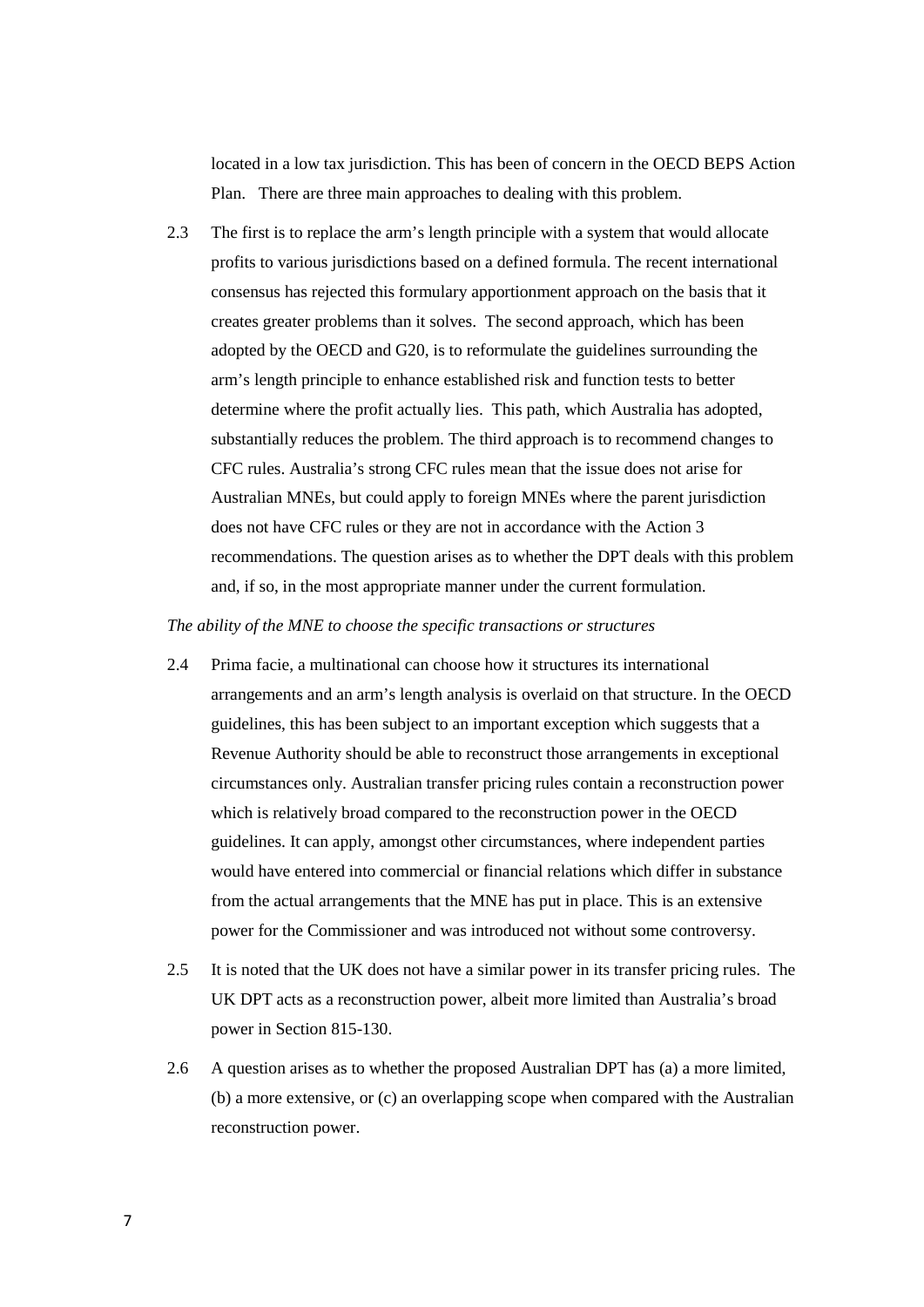located in a low tax jurisdiction. This has been of concern in the OECD BEPS Action Plan. There are three main approaches to dealing with this problem.

2.3 The first is to replace the arm's length principle with a system that would allocate profits to various jurisdictions based on a defined formula. The recent international consensus has rejected this formulary apportionment approach on the basis that it creates greater problems than it solves. The second approach, which has been adopted by the OECD and G20, is to reformulate the guidelines surrounding the arm's length principle to enhance established risk and function tests to better determine where the profit actually lies. This path, which Australia has adopted, substantially reduces the problem. The third approach is to recommend changes to CFC rules. Australia's strong CFC rules mean that the issue does not arise for Australian MNEs, but could apply to foreign MNEs where the parent jurisdiction does not have CFC rules or they are not in accordance with the Action 3 recommendations. The question arises as to whether the DPT deals with this problem and, if so, in the most appropriate manner under the current formulation.

*The ability of the MNE to choose the specific transactions or structures*

2.4 Prima facie, a multinational can choose how it structures its international arrangements and an arm's length analysis is overlaid on that structure. In the OECD guidelines, this has been subject to an important exception which suggests that a Revenue Authority should be able to reconstruct those arrangements in exceptional circumstances only. Australian transfer pricing rules contain a reconstruction power which is relatively broad compared to the reconstruction power in the OECD guidelines. It can apply, amongst other circumstances, where independent parties would have entered into commercial or financial relations which differ in substance from the actual arrangements that the MNE has put in place. This is an extensive power for the Commissioner and was introduced not without some controversy.

2.5 It is noted that the UK does not have a similar power in its transfer pricing rules. The UK DPT acts as a reconstruction power, albeit more limited than Australia's broad power in Section 815-130.

2.6 A question arises as to whether the proposed Australian DPT has (a) a more limited, (b) a more extensive, or (c) an overlapping scope when compared with the Australian reconstruction power.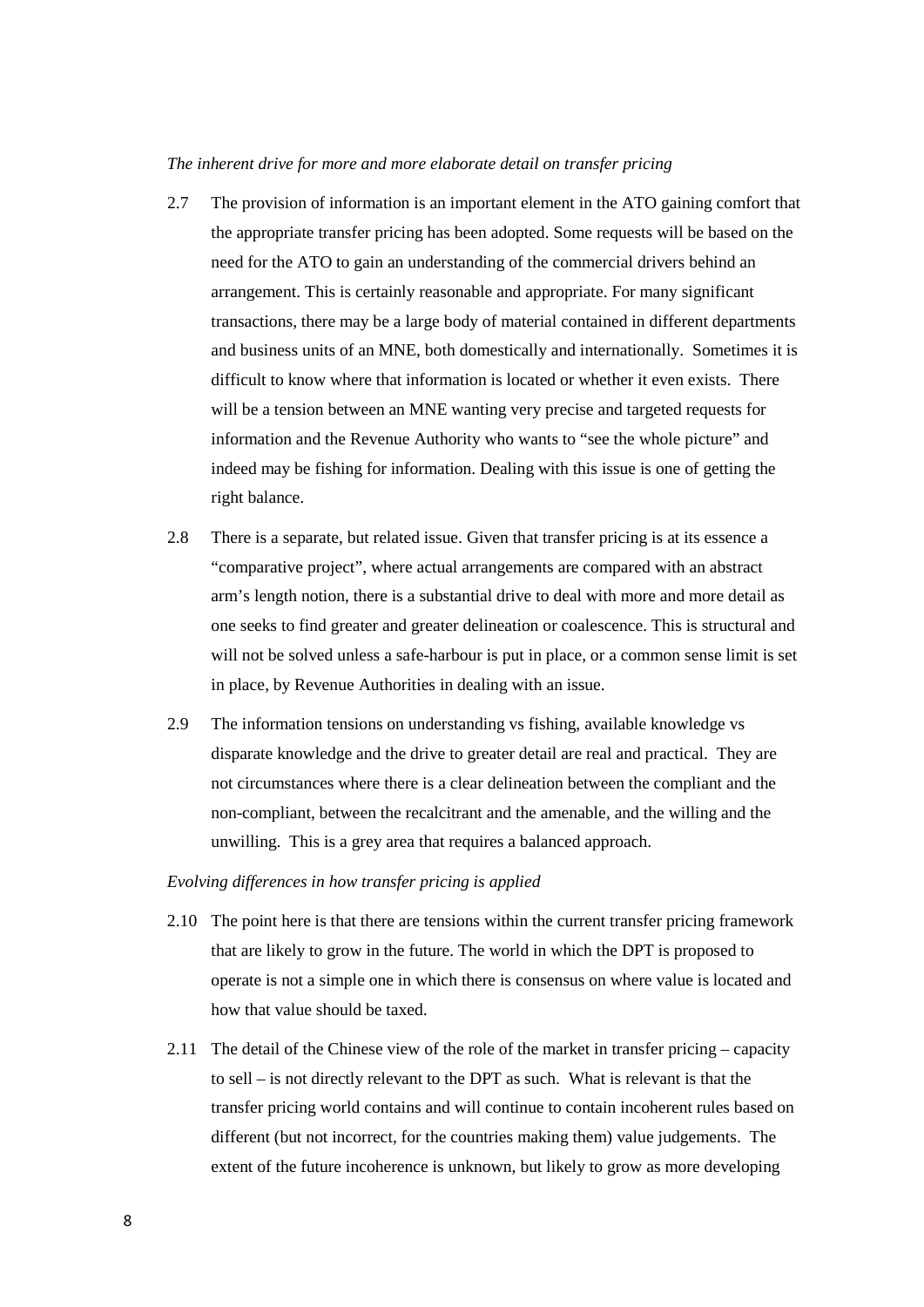*The inherent drive for more and more elaborate detail on transfer pricing*

2.7 The provision of information is an important element in the ATO gaining comfort that the appropriate transfer pricing has been adopted. Some requests will be based on the need for the ATO to gain an understanding of the commercial drivers behind an arrangement. This is certainly reasonable and appropriate. For many significant transactions, there may be a large body of material contained in different departments and business units of an MNE, both domestically and internationally. Sometimes it is difficult to know where that information is located or whether it even exists. There will be a tension between an MNE wanting very precise and targeted requests for information and the Revenue Authority who wants to "see the whole picture" and indeed may be fishing for information. Dealing with this issue is one of getting the right balance.

2.8 There is a separate, but related issue. Given that transfer pricing is at its essence a "comparative project", where actual arrangements are compared with an abstract arm's length notion, there is a substantial drive to deal with more and more detail as one seeks to find greater and greater delineation or coalescence. This is structural and will not be solved unless a safe-harbour is put in place, or a common sense limit is set in place, by Revenue Authorities in dealing with an issue.

2.9 The information tensions on understanding vs fishing, available knowledge vs disparate knowledge and the drive to greater detail are real and practical. They are not circumstances where there is a clear delineation between the compliant and the non-compliant, between the recalcitrant and the amenable, and the willing and the unwilling. This is a grey area that requires a balanced approach.

*Evolving differences in how transfer pricing is applied*

2.10 The point here is that there are tensions within the current transfer pricing framework that are likely to grow in the future. The world in which the DPT is proposed to operate is not a simple one in which there is consensus on where value is located and how that value should be taxed.

2.11 The detail of the Chinese view of the role of the market in transfer pricing – capacity to sell – is not directly relevant to the DPT as such. What is relevant is that the transfer pricing world contains and will continue to contain incoherent rules based on different (but not incorrect, for the countries making them) value judgements. The extent of the future incoherence is unknown, but likely to grow as more developing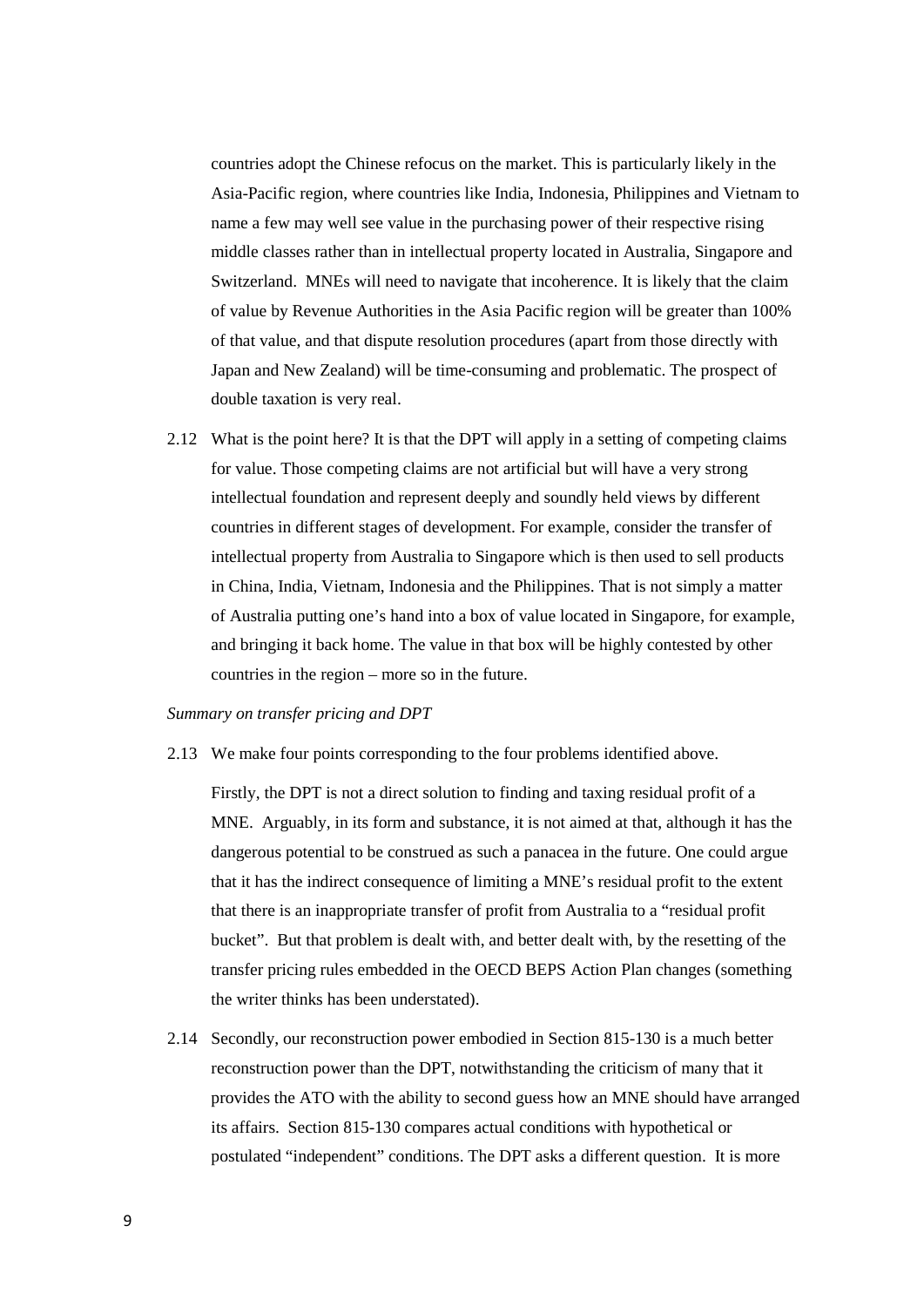countries adopt the Chinese refocus on the market. This is particularly likely in the Asia-Pacific region, where countries like India, Indonesia, Philippines and Vietnam to name a few may well see value in the purchasing power of their respective rising middle classes rather than in intellectual property located in Australia, Singapore and Switzerland. MNEs will need to navigate that incoherence. It is likely that the claim of value by Revenue Authorities in the Asia Pacific region will be greater than 100% of that value, and that dispute resolution procedures (apart from those directly with Japan and New Zealand) will be time-consuming and problematic. The prospect of double taxation is very real.

2.12 What is the point here? It is that the DPT will apply in a setting of competing claims for value. Those competing claims are not artificial but will have a very strong intellectual foundation and represent deeply and soundly held views by different countries in different stages of development. For example, consider the transfer of intellectual property from Australia to Singapore which is then used to sell products in China, India, Vietnam, Indonesia and the Philippines. That is not simply a matter of Australia putting one's hand into a box of value located in Singapore, for example, and bringing it back home. The value in that box will be highly contested by other countries in the region – more so in the future.

*Summary on transfer pricing and DPT*

2.13 We make four points corresponding to the four problems identified above.

Firstly, the DPT is not a direct solution to finding and taxing residual profit of a MNE. Arguably, in its form and substance, it is not aimed at that, although it has the dangerous potential to be construed as such a panacea in the future. One could argue that it has the indirect consequence of limiting a MNE's residual profit to the extent that there is an inappropriate transfer of profit from Australia to a "residual profit bucket". But that problem is dealt with, and better dealt with, by the resetting of the transfer pricing rules embedded in the OECD BEPS Action Plan changes (something the writer thinks has been understated).

2.14 Secondly, our reconstruction power embodied in Section 815-130 is a much better reconstruction power than the DPT, notwithstanding the criticism of many that it provides the ATO with the ability to second guess how an MNE should have arranged its affairs. Section 815-130 compares actual conditions with hypothetical or postulated "independent" conditions. The DPT asks a different question. It is more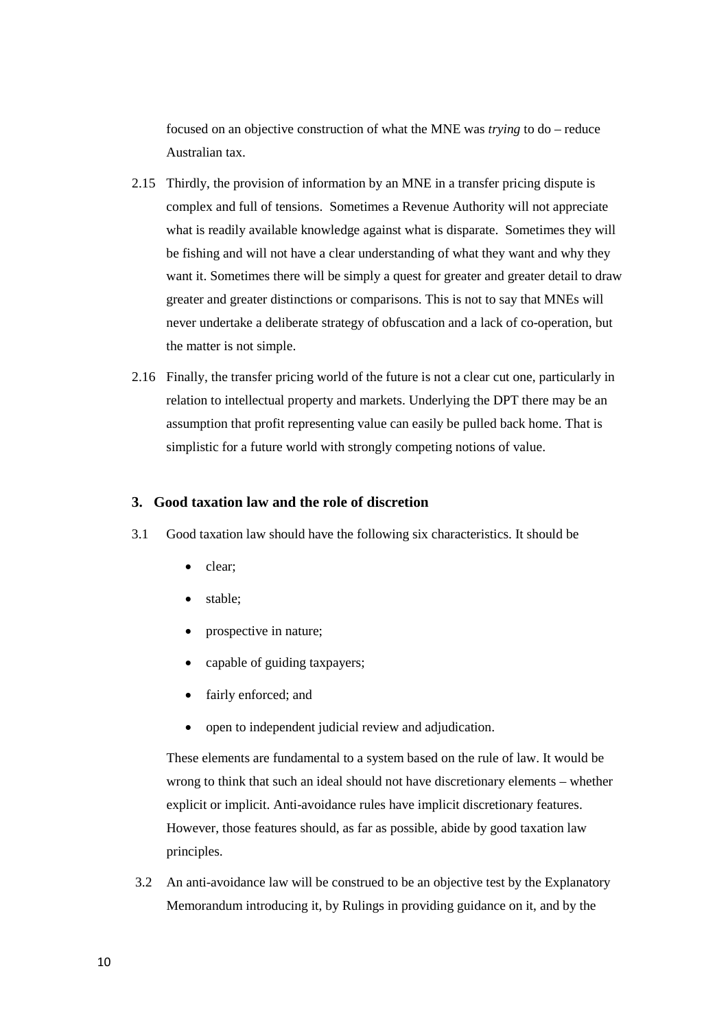focused on an objective construction of what the MNE was *trying* to do – reduce Australian tax.

2.15 Thirdly, the provision of information by an MNE in a transfer pricing dispute is complex and full of tensions. Sometimes a Revenue Authority will not appreciate what is readily available knowledge against what is disparate. Sometimes they will be fishing and will not have a clear understanding of what they want and why they want it. Sometimes there will be simply a quest for greater and greater detail to draw greater and greater distinctions or comparisons. This is not to say that MNEs will never undertake a deliberate strategy of obfuscation and a lack of co-operation, but the matter is not simple.

2.16 Finally, the transfer pricing world of the future is not a clear cut one, particularly in relation to intellectual property and markets. Underlying the DPT there may be an assumption that profit representing value can easily be pulled back home. That is simplistic for a future world with strongly competing notions of value.

## 3. Good taxation law and the role of discretion

3.1 Good taxation law should have the following six characteristics. It should be

- clear;
- stable;
- prospective in nature;
- capable of guiding taxpayers;
- fairly enforced; and
- open to independent judicial review and adjudication.

These elements are fundamental to a system based on the rule of law. It would be wrong to think that such an ideal should not have discretionary elements – whether explicit or implicit. Anti-avoidance rules have implicit discretionary features. However, those features should, as far as possible, abide by good taxation law principles.

3.2 An anti-avoidance law will be construed to be an objective test by the Explanatory Memorandum introducing it, by Rulings in providing guidance on it, and by the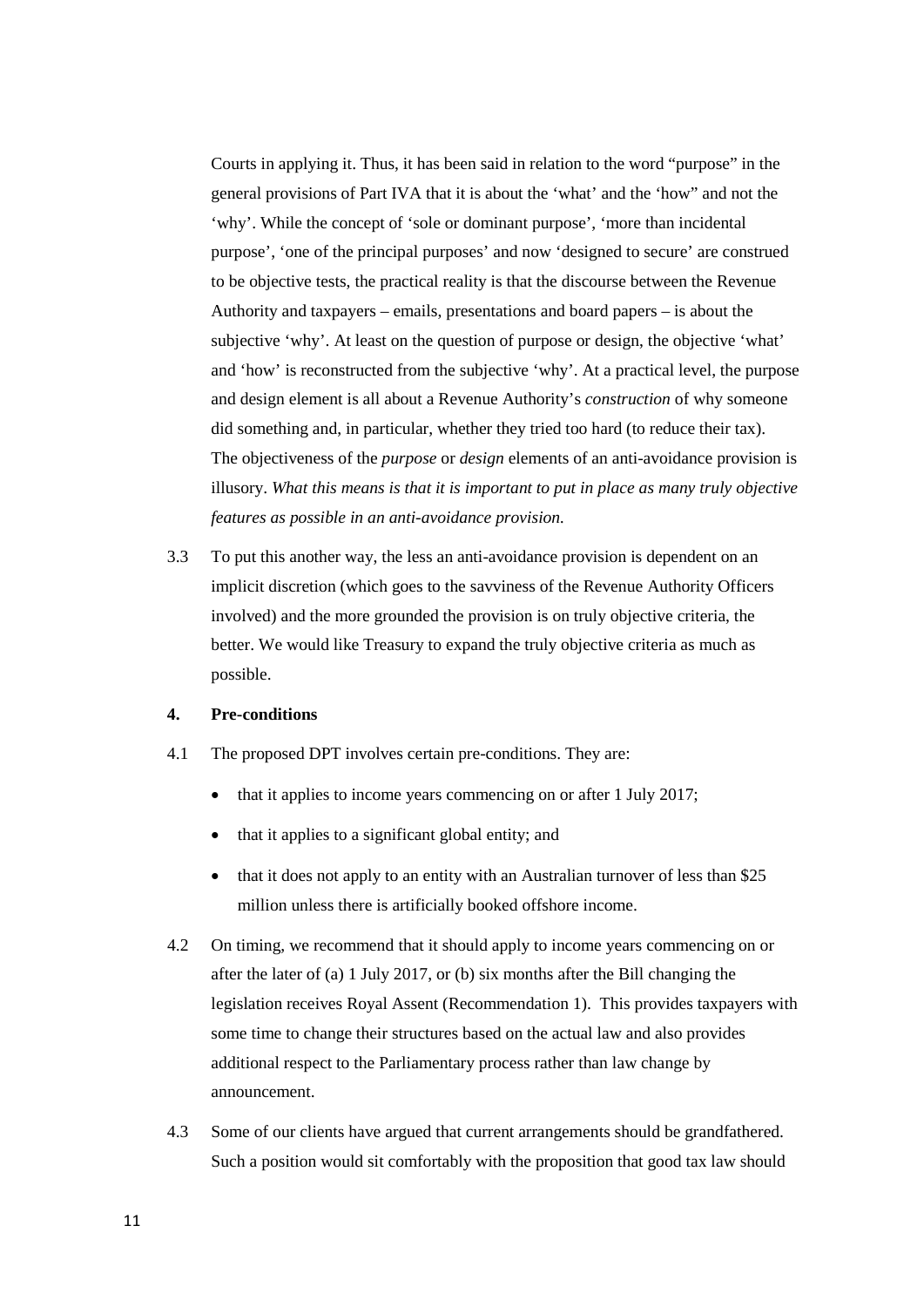Courts in applying it. Thus, it has been said in relation to the word "purpose" in the general provisions of Part IVA that it is about the 'what' and the 'how" and not the 'why'. While the concept of 'sole or dominant purpose', 'more than incidental purpose', 'one of the principal purposes' and now 'designed to secure' are construed to be objective tests, the practical reality is that the discourse between the Revenue Authority and taxpayers – emails, presentations and board papers – is about the subjective 'why'. At least on the question of purpose or design, the objective 'what' and 'how' is reconstructed from the subjective 'why'. At a practical level, the purpose and design element is all about a Revenue Authority's *construction* of why someone did something and, in particular, whether they tried too hard (to reduce their tax). The objectiveness of the *purpose* or *design* elements of an anti-avoidance provision is illusory. *What this means is that it is important to put in place as many truly objective features as possible in an anti-avoidance provision.*

3.3 To put this another way, the less an anti-avoidance provision is dependent on an implicit discretion (which goes to the savviness of the Revenue Authority Officers involved) and the more grounded the provision is on truly objective criteria, the better. We would like Treasury to expand the truly objective criteria as much as possible.

**4. Pre-conditions**

4.1 The proposed DPT involves certain pre-conditions. They are:

- that it applies to income years commencing on or after 1 July 2017;
- that it applies to a significant global entity; and
- that it does not apply to an entity with an Australian turnover of less than $25 million unless there is artificially booked offshore income.

4.2 On timing, we recommend that it should apply to income years commencing on or after the later of (a) 1 July 2017, or (b) six months after the Bill changing the legislation receives Royal Assent (Recommendation 1). This provides taxpayers with some time to change their structures based on the actual law and also provides additional respect to the Parliamentary process rather than law change by announcement.

4.3 Some of our clients have argued that current arrangements should be grandfathered. Such a position would sit comfortably with the proposition that good tax law should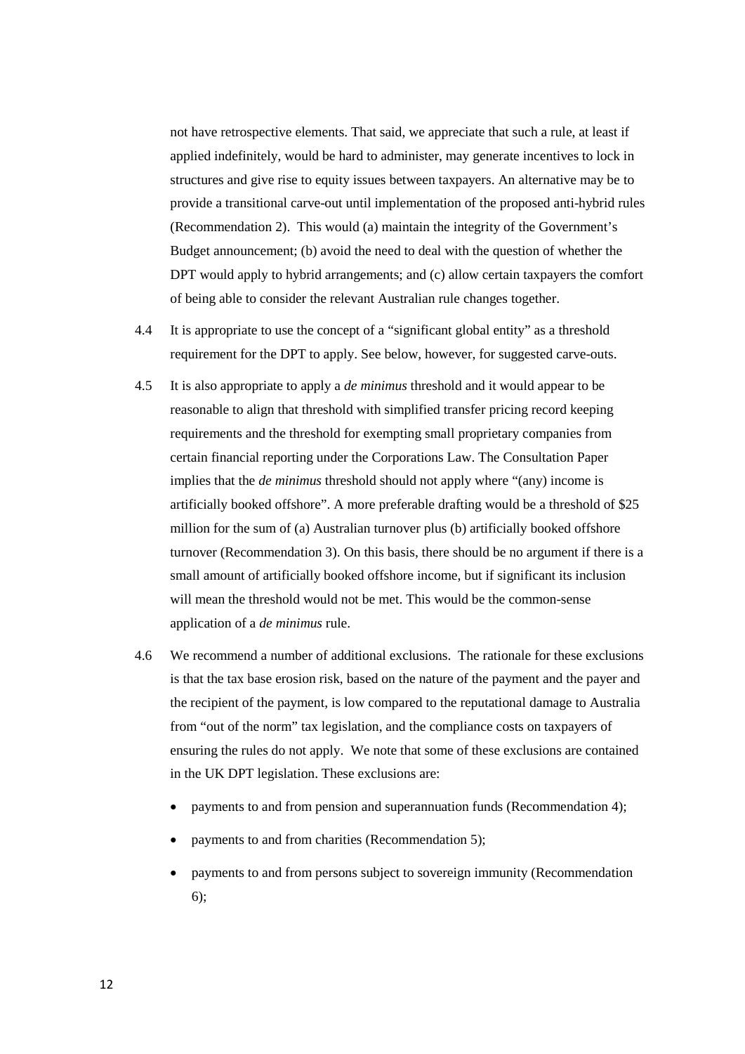not have retrospective elements. That said, we appreciate that such a rule, at least if applied indefinitely, would be hard to administer, may generate incentives to lock in structures and give rise to equity issues between taxpayers. An alternative may be to provide a transitional carve-out until implementation of the proposed anti-hybrid rules (Recommendation 2). This would (a) maintain the integrity of the Government's Budget announcement; (b) avoid the need to deal with the question of whether the DPT would apply to hybrid arrangements; and (c) allow certain taxpayers the comfort of being able to consider the relevant Australian rule changes together.

4.4 It is appropriate to use the concept of a "significant global entity" as a threshold requirement for the DPT to apply. See below, however, for suggested carve-outs.

4.5 It is also appropriate to apply a *de minimus* threshold and it would appear to be reasonable to align that threshold with simplified transfer pricing record keeping requirements and the threshold for exempting small proprietary companies from certain financial reporting under the Corporations Law. The Consultation Paper implies that the *de minimus* threshold should not apply where "(any) income is artificially booked offshore". A more preferable drafting would be a threshold of $25 million for the sum of (a) Australian turnover plus (b) artificially booked offshore turnover (Recommendation 3). On this basis, there should be no argument if there is a small amount of artificially booked offshore income, but if significant its inclusion will mean the threshold would not be met. This would be the common-sense application of a *de minimus* rule.

4.6 We recommend a number of additional exclusions. The rationale for these exclusions is that the tax base erosion risk, based on the nature of the payment and the payer and the recipient of the payment, is low compared to the reputational damage to Australia from "out of the norm" tax legislation, and the compliance costs on taxpayers of ensuring the rules do not apply. We note that some of these exclusions are contained in the UK DPT legislation. These exclusions are:

- payments to and from pension and superannuation funds (Recommendation 4);
- payments to and from charities (Recommendation 5);
- payments to and from persons subject to sovereign immunity (Recommendation 6);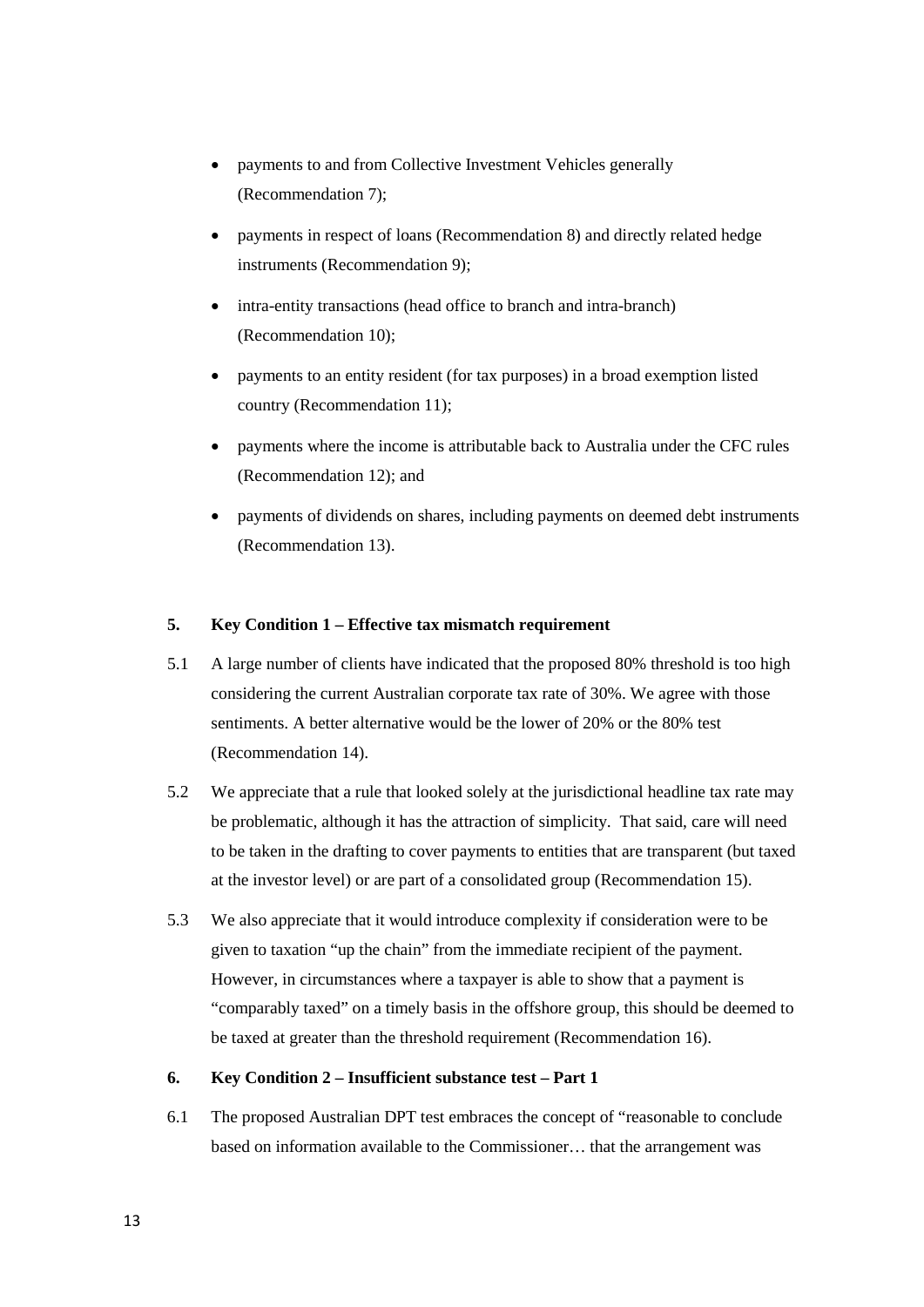- payments to and from Collective Investment Vehicles generally (Recommendation 7);
- payments in respect of loans (Recommendation 8) and directly related hedge instruments (Recommendation 9);
- intra-entity transactions (head office to branch and intra-branch) (Recommendation 10);
- payments to an entity resident (for tax purposes) in a broad exemption listed country (Recommendation 11);
- payments where the income is attributable back to Australia under the CFC rules (Recommendation 12); and
- payments of dividends on shares, including payments on deemed debt instruments (Recommendation 13).

**5. Key Condition 1 – Effective tax mismatch requirement**

5.1 A large number of clients have indicated that the proposed 80% threshold is too high considering the current Australian corporate tax rate of 30%. We agree with those sentiments. A better alternative would be the lower of 20% or the 80% test (Recommendation 14).

5.2 We appreciate that a rule that looked solely at the jurisdictional headline tax rate may be problematic, although it has the attraction of simplicity. That said, care will need to be taken in the drafting to cover payments to entities that are transparent (but taxed at the investor level) or are part of a consolidated group (Recommendation 15).

5.3 We also appreciate that it would introduce complexity if consideration were to be given to taxation "up the chain" from the immediate recipient of the payment. However, in circumstances where a taxpayer is able to show that a payment is "comparably taxed" on a timely basis in the offshore group, this should be deemed to be taxed at greater than the threshold requirement (Recommendation 16).

**6. Key Condition 2 – Insufficient substance test – Part 1**

6.1 The proposed Australian DPT test embraces the concept of "reasonable to conclude based on information available to the Commissioner… that the arrangement was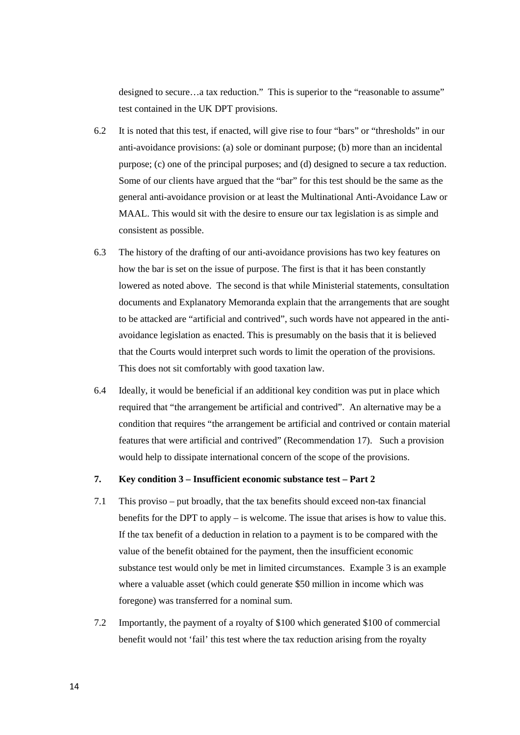designed to secure…a tax reduction." This is superior to the "reasonable to assume" test contained in the UK DPT provisions.

6.2 It is noted that this test, if enacted, will give rise to four "bars" or "thresholds" in our anti-avoidance provisions: (a) sole or dominant purpose; (b) more than an incidental purpose; (c) one of the principal purposes; and (d) designed to secure a tax reduction. Some of our clients have argued that the "bar" for this test should be the same as the general anti-avoidance provision or at least the Multinational Anti-Avoidance Law or MAAL. This would sit with the desire to ensure our tax legislation is as simple and consistent as possible.

6.3 The history of the drafting of our anti-avoidance provisions has two key features on how the bar is set on the issue of purpose. The first is that it has been constantly lowered as noted above. The second is that while Ministerial statements, consultation documents and Explanatory Memoranda explain that the arrangements that are sought to be attacked are "artificial and contrived", such words have not appeared in the anti-avoidance legislation as enacted. This is presumably on the basis that it is believed that the Courts would interpret such words to limit the operation of the provisions. This does not sit comfortably with good taxation law.

6.4 Ideally, it would be beneficial if an additional key condition was put in place which required that "the arrangement be artificial and contrived". An alternative may be a condition that requires "the arrangement be artificial and contrived or contain material features that were artificial and contrived" (Recommendation 17). Such a provision would help to dissipate international concern of the scope of the provisions.

## 7. Key condition 3 – Insufficient economic substance test – Part 2

7.1 This proviso – put broadly, that the tax benefits should exceed non-tax financial benefits for the DPT to apply – is welcome. The issue that arises is how to value this. If the tax benefit of a deduction in relation to a payment is to be compared with the value of the benefit obtained for the payment, then the insufficient economic substance test would only be met in limited circumstances. Example 3 is an example where a valuable asset (which could generate $50 million in income which was foregone) was transferred for a nominal sum.

7.2 Importantly, the payment of a royalty of $100 which generated $100 of commercial benefit would not 'fail' this test where the tax reduction arising from the royalty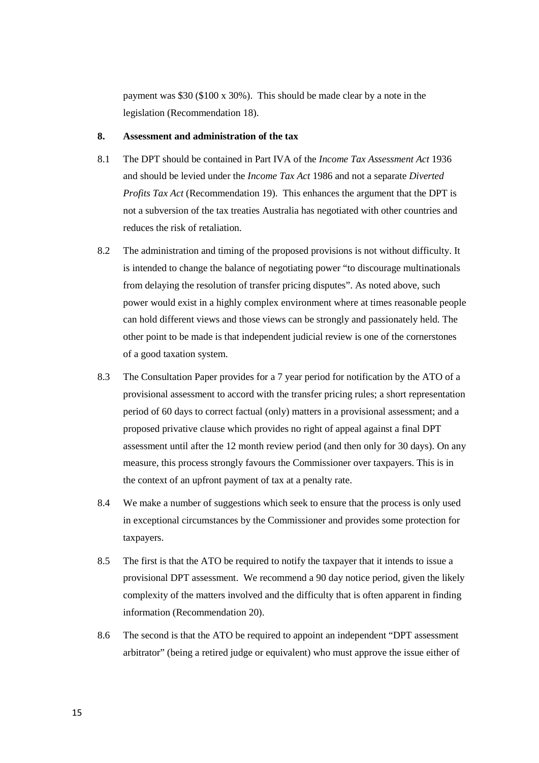payment was $30 ($100 x 30%). This should be made clear by a note in the legislation (Recommendation 18).

## 8. Assessment and administration of the tax

8.1 The DPT should be contained in Part IVA of the *Income Tax Assessment Act* 1936 and should be levied under the *Income Tax Act* 1986 and not a separate *Diverted Profits Tax Act* (Recommendation 19). This enhances the argument that the DPT is not a subversion of the tax treaties Australia has negotiated with other countries and reduces the risk of retaliation.

8.2 The administration and timing of the proposed provisions is not without difficulty. It is intended to change the balance of negotiating power "to discourage multinationals from delaying the resolution of transfer pricing disputes". As noted above, such power would exist in a highly complex environment where at times reasonable people can hold different views and those views can be strongly and passionately held. The other point to be made is that independent judicial review is one of the cornerstones of a good taxation system.

8.3 The Consultation Paper provides for a 7 year period for notification by the ATO of a provisional assessment to accord with the transfer pricing rules; a short representation period of 60 days to correct factual (only) matters in a provisional assessment; and a proposed privative clause which provides no right of appeal against a final DPT assessment until after the 12 month review period (and then only for 30 days). On any measure, this process strongly favours the Commissioner over taxpayers. This is in the context of an upfront payment of tax at a penalty rate.

8.4 We make a number of suggestions which seek to ensure that the process is only used in exceptional circumstances by the Commissioner and provides some protection for taxpayers.

8.5 The first is that the ATO be required to notify the taxpayer that it intends to issue a provisional DPT assessment. We recommend a 90 day notice period, given the likely complexity of the matters involved and the difficulty that is often apparent in finding information (Recommendation 20).

8.6 The second is that the ATO be required to appoint an independent "DPT assessment arbitrator" (being a retired judge or equivalent) who must approve the issue either of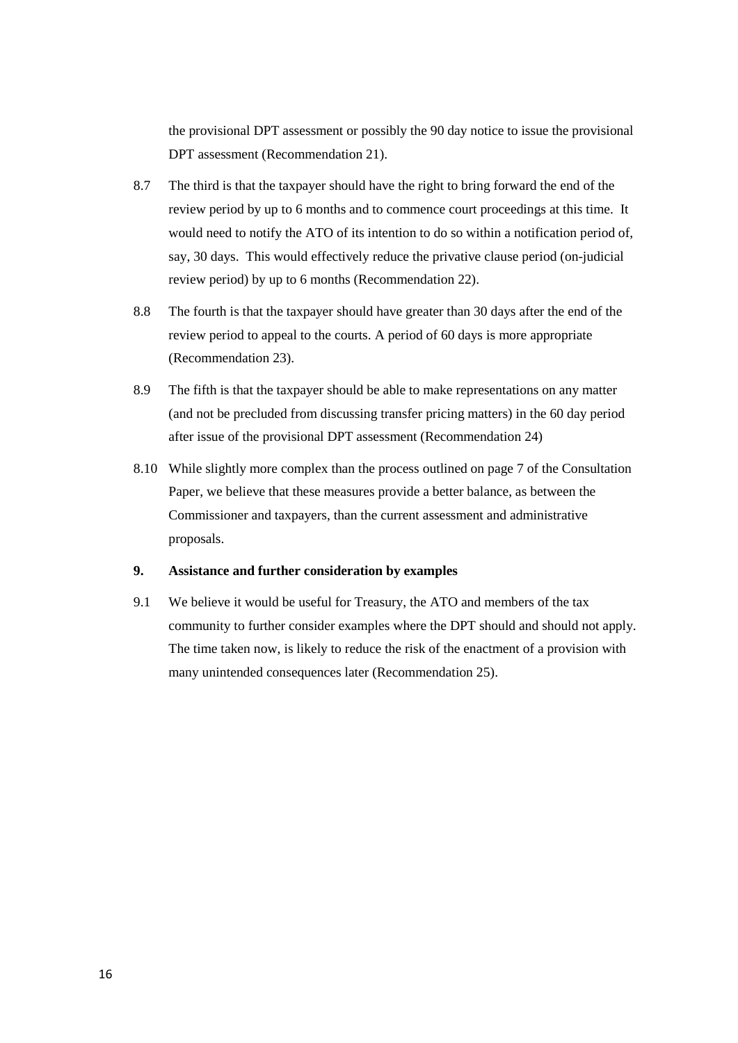the provisional DPT assessment or possibly the 90 day notice to issue the provisional DPT assessment (Recommendation 21).

8.7 The third is that the taxpayer should have the right to bring forward the end of the review period by up to 6 months and to commence court proceedings at this time. It would need to notify the ATO of its intention to do so within a notification period of, say, 30 days. This would effectively reduce the privative clause period (on-judicial review period) by up to 6 months (Recommendation 22).

8.8 The fourth is that the taxpayer should have greater than 30 days after the end of the review period to appeal to the courts. A period of 60 days is more appropriate (Recommendation 23).

8.9 The fifth is that the taxpayer should be able to make representations on any matter (and not be precluded from discussing transfer pricing matters) in the 60 day period after issue of the provisional DPT assessment (Recommendation 24)

8.10 While slightly more complex than the process outlined on page 7 of the Consultation Paper, we believe that these measures provide a better balance, as between the Commissioner and taxpayers, than the current assessment and administrative proposals.

**9. Assistance and further consideration by examples**

9.1 We believe it would be useful for Treasury, the ATO and members of the tax community to further consider examples where the DPT should and should not apply. The time taken now, is likely to reduce the risk of the enactment of a provision with many unintended consequences later (Recommendation 25).